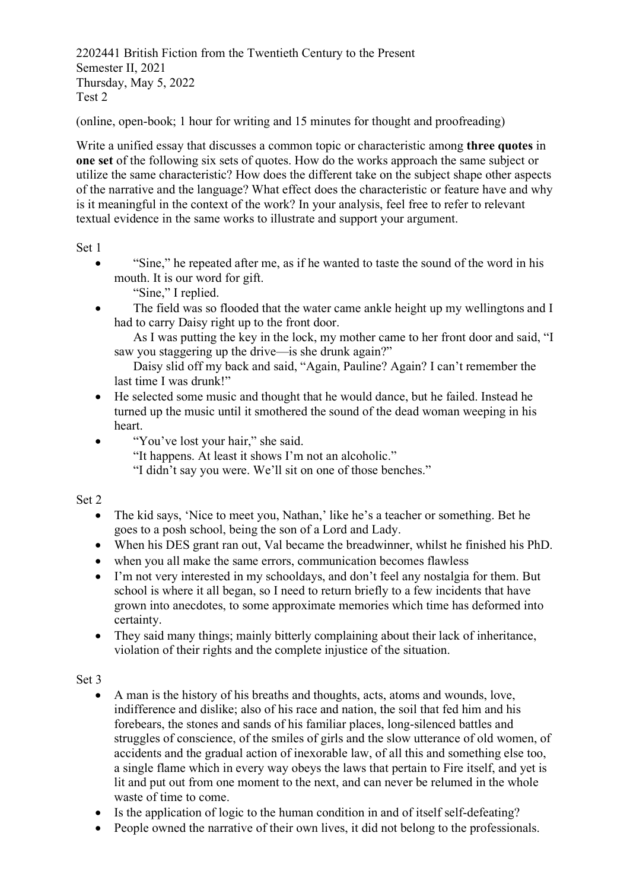2202441 British Fiction from the Twentieth Century to the Present
Semester II, 2021
Thursday, May 5, 2022
Test 2

(online, open-book; 1 hour for writing and 15 minutes for thought and proofreading)

Write a unified essay that discusses a common topic or characteristic among **three quotes** in **one set** of the following six sets of quotes. How do the works approach the same subject or utilize the same characteristic? How does the different take on the subject shape other aspects of the narrative and the language? What effect does the characteristic or feature have and why is it meaningful in the context of the work? In your analysis, feel free to refer to relevant textual evidence in the same works to illustrate and support your argument.

Set 1

- "Sine," he repeated after me, as if he wanted to taste the sound of the word in his mouth. It is our word for gift.

  "Sine," I replied.
- The field was so flooded that the water came ankle height up my wellingtons and I had to carry Daisy right up to the front door.

  As I was putting the key in the lock, my mother came to her front door and said, "I saw you staggering up the drive—is she drunk again?"

  Daisy slid off my back and said, "Again, Pauline? Again? I can't remember the last time I was drunk!"
- He selected some music and thought that he would dance, but he failed. Instead he turned up the music until it smothered the sound of the dead woman weeping in his heart.
- "You've lost your hair," she said.

  "It happens. At least it shows I'm not an alcoholic."

  "I didn't say you were. We'll sit on one of those benches."

Set 2

- The kid says, 'Nice to meet you, Nathan,' like he's a teacher or something. Bet he goes to a posh school, being the son of a Lord and Lady.
- When his DES grant ran out, Val became the breadwinner, whilst he finished his PhD.
- when you all make the same errors, communication becomes flawless
- I'm not very interested in my schooldays, and don't feel any nostalgia for them. But school is where it all began, so I need to return briefly to a few incidents that have grown into anecdotes, to some approximate memories which time has deformed into certainty.
- They said many things; mainly bitterly complaining about their lack of inheritance, violation of their rights and the complete injustice of the situation.

Set 3

- A man is the history of his breaths and thoughts, acts, atoms and wounds, love, indifference and dislike; also of his race and nation, the soil that fed him and his forebears, the stones and sands of his familiar places, long-silenced battles and struggles of conscience, of the smiles of girls and the slow utterance of old women, of accidents and the gradual action of inexorable law, of all this and something else too, a single flame which in every way obeys the laws that pertain to Fire itself, and yet is lit and put out from one moment to the next, and can never be relumed in the whole waste of time to come.
- Is the application of logic to the human condition in and of itself self-defeating?
- People owned the narrative of their own lives, it did not belong to the professionals.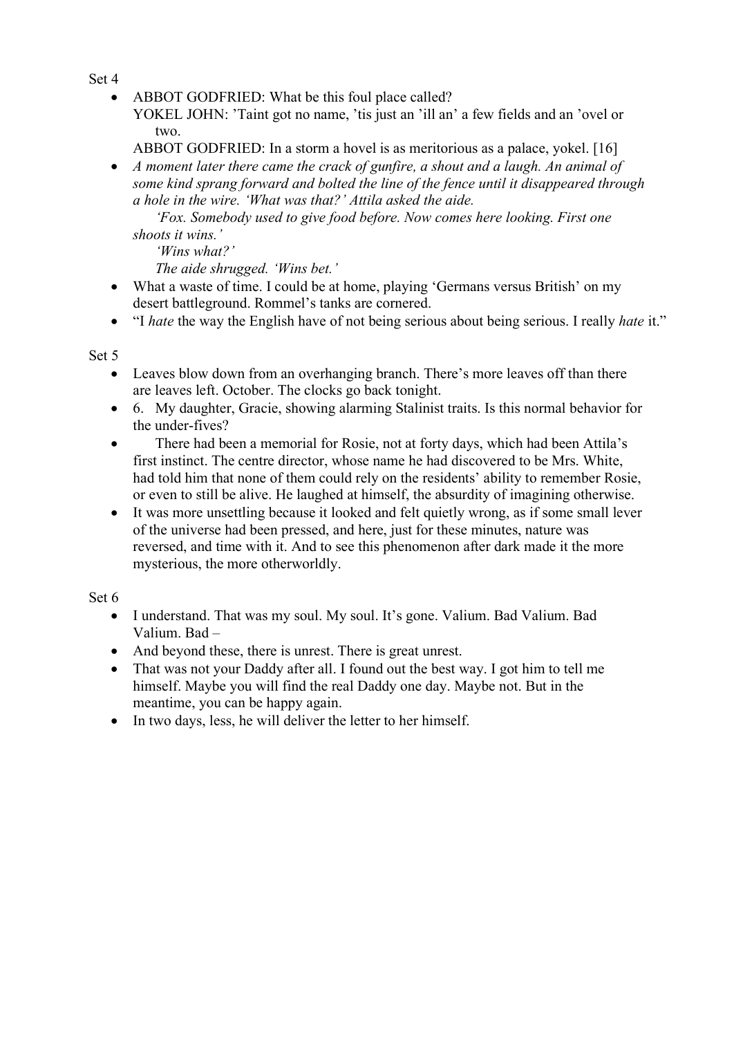Set 4

- ABBOT GODFRIED: What be this foul place called?
  YOKEL JOHN: 'Taint got no name, 'tis just an 'ill an' a few fields and an 'ovel or two.
  ABBOT GODFRIED: In a storm a hovel is as meritorious as a palace, yokel. [16]
- *A moment later there came the crack of gunfire, a shout and a laugh. An animal of some kind sprang forward and bolted the line of the fence until it disappeared through a hole in the wire. 'What was that?' Attila asked the aide.*
  *'Fox. Somebody used to give food before. Now comes here looking. First one shoots it wins.'*
  *'Wins what?'*
  *The aide shrugged. 'Wins bet.'*
- What a waste of time. I could be at home, playing 'Germans versus British' on my desert battleground. Rommel's tanks are cornered.
- "I *hate* the way the English have of not being serious about being serious. I really *hate* it."

Set 5

- Leaves blow down from an overhanging branch. There's more leaves off than there are leaves left. October. The clocks go back tonight.
- 6. My daughter, Gracie, showing alarming Stalinist traits. Is this normal behavior for the under-fives?
- There had been a memorial for Rosie, not at forty days, which had been Attila's first instinct. The centre director, whose name he had discovered to be Mrs. White, had told him that none of them could rely on the residents' ability to remember Rosie, or even to still be alive. He laughed at himself, the absurdity of imagining otherwise.
- It was more unsettling because it looked and felt quietly wrong, as if some small lever of the universe had been pressed, and here, just for these minutes, nature was reversed, and time with it. And to see this phenomenon after dark made it the more mysterious, the more otherworldly.

Set 6

- I understand. That was my soul. My soul. It's gone. Valium. Bad Valium. Bad Valium. Bad –
- And beyond these, there is unrest. There is great unrest.
- That was not your Daddy after all. I found out the best way. I got him to tell me himself. Maybe you will find the real Daddy one day. Maybe not. But in the meantime, you can be happy again.
- In two days, less, he will deliver the letter to her himself.